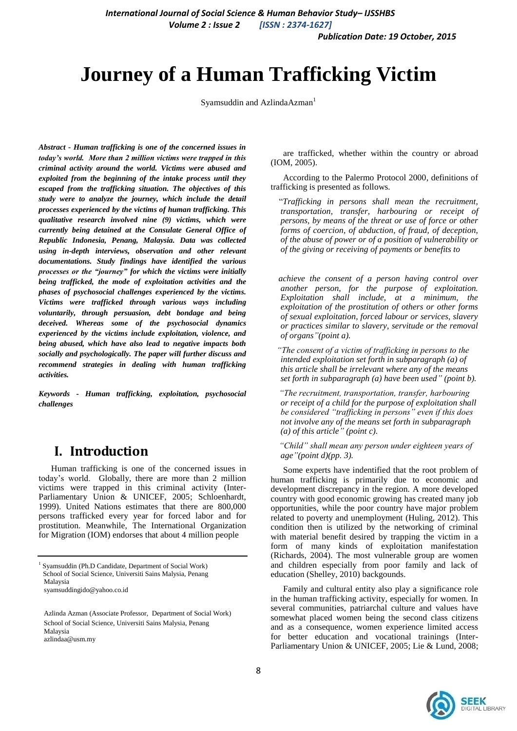# Journey of a Human Trafficking Victim

Syamsuddin and AzlindaAzman[1]

***Abstract - Human trafficking is one of the concerned issues in today's world. More than 2 million victims were trapped in this criminal activity around the world. Victims were abused and exploited from the beginning of the intake process until they escaped from the trafficking situation. The objectives of this study were to analyze the journey, which include the detail processes experienced by the victims of human trafficking. This qualitative research involved nine (9) victims, which were currently being detained at the Consulate General Office of Republic Indonesia, Penang, Malaysia. Data was collected using in-depth interviews, observation and other relevant documentations. Study findings have identified the various processes or the "journey" for which the victims were initially being trafficked, the mode of exploitation activities and the phases of psychosocial challenges experienced by the victims. Victims were trafficked through various ways including voluntarily, through persuasion, debt bondage and being deceived. Whereas some of the psychosocial dynamics experienced by the victims include exploitation, violence, and being abused, which have also lead to negative impacts both socially and psychologically. The paper will further discuss and recommend strategies in dealing with human trafficking activities.***

***Keywords - Human trafficking, exploitation, psychosocial challenges***

## I. Introduction

Human trafficking is one of the concerned issues in today's world. Globally, there are more than 2 million victims were trapped in this criminal activity (Inter-Parliamentary Union & UNICEF, 2005; Schloenhardt, 1999). United Nations estimates that there are 800,000 persons trafficked every year for forced labor and for prostitution. Meanwhile, The International Organization for Migration (IOM) endorses that about 4 million people are trafficked, whether within the country or abroad (IOM, 2005).

According to the Palermo Protocol 2000, definitions of trafficking is presented as follows.

"*Trafficking in persons shall mean the recruitment, transportation, transfer, harbouring or receipt of persons, by means of the threat or use of force or other forms of coercion, of abduction, of fraud, of deception, of the abuse of power or of a position of vulnerability or of the giving or receiving of payments or benefits to achieve the consent of a person having control over another person, for the purpose of exploitation. Exploitation shall include, at a minimum, the exploitation of the prostitution of others or other forms of sexual exploitation, forced labour or services, slavery or practices similar to slavery, servitude or the removal of organs"(point a).*

*"The consent of a victim of trafficking in persons to the intended exploitation set forth in subparagraph (a) of this article shall be irrelevant where any of the means set forth in subparagraph (a) have been used" (point b).*

*"The recruitment, transportation, transfer, harbouring or receipt of a child for the purpose of exploitation shall be considered "trafficking in persons" even if this does not involve any of the means set forth in subparagraph (a) of this article" (point c).*

*"Child" shall mean any person under eighteen years of age"(point d)(pp. 3).*

Some experts have indentified that the root problem of human trafficking is primarily due to economic and development discrepancy in the region. A more developed country with good economic growing has created many job opportunities, while the poor country have major problem related to poverty and unemployment (Huling, 2012). This condition then is utilized by the networking of criminal with material benefit desired by trapping the victim in a form of many kinds of exploitation manifestation (Richards, 2004). The most vulnerable group are women and children especially from poor family and lack of education (Shelley, 2010) backgounds.

Family and cultural entity also play a significance role in the human trafficking activity, especially for women. In several communities, patriarchal culture and values have somewhat placed women being the second class citizens and as a consequence, women experience limited access for better education and vocational trainings (Inter-Parliamentary Union & UNICEF, 2005; Lie & Lund, 2008;

---

[1] Syamsuddin (Ph.D Candidate, Department of Social Work) School of Social Science, Universiti Sains Malysia, Penang Malaysia
syamsuddingido@yahoo.co.id

Azlinda Azman (Associate Professor, Department of Social Work) School of Social Science, Universiti Sains Malysia, Penang Malaysia
azlindaa@usm.my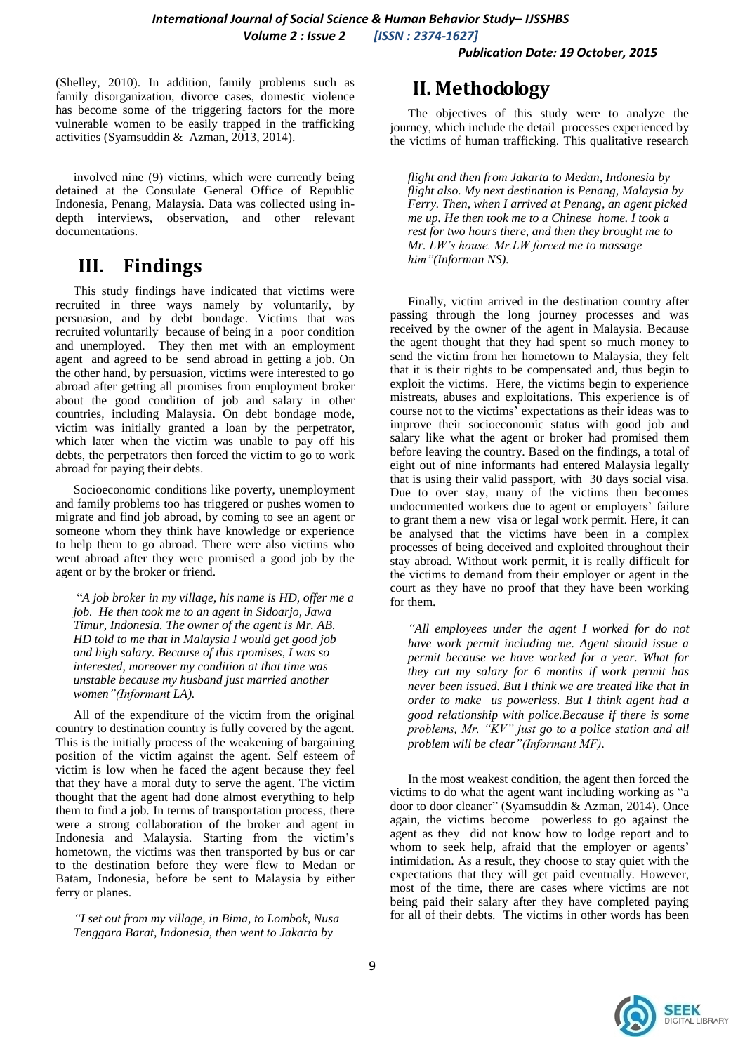(Shelley, 2010). In addition, family problems such as family disorganization, divorce cases, domestic violence has become some of the triggering factors for the more vulnerable women to be easily trapped in the trafficking activities (Syamsuddin & Azman, 2013, 2014).

## II. Methodology

The objectives of this study were to analyze the journey, which include the detail processes experienced by the victims of human trafficking. This qualitative research involved nine (9) victims, which were currently being detained at the Consulate General Office of Republic Indonesia, Penang, Malaysia. Data was collected using in-depth interviews, observation, and other relevant documentations.

## III. Findings

This study findings have indicated that victims were recruited in three ways namely by voluntarily, by persuasion, and by debt bondage. Victims that was recruited voluntarily because of being in a poor condition and unemployed. They then met with an employment agent and agreed to be send abroad in getting a job. On the other hand, by persuasion, victims were interested to go abroad after getting all promises from employment broker about the good condition of job and salary in other countries, including Malaysia. On debt bondage mode, victim was initially granted a loan by the perpetrator, which later when the victim was unable to pay off his debts, the perpetrators then forced the victim to go to work abroad for paying their debts.

Socioeconomic conditions like poverty, unemployment and family problems too has triggered or pushes women to migrate and find job abroad, by coming to see an agent or someone whom they think have knowledge or experience to help them to go abroad. There were also victims who went abroad after they were promised a good job by the agent or by the broker or friend.

"*A job broker in my village, his name is HD, offer me a job. He then took me to an agent in Sidoarjo, Jawa Timur, Indonesia. The owner of the agent is Mr. AB. HD told to me that in Malaysia I would get good job and high salary. Because of this rpomises, I was so interested, moreover my condition at that time was unstable because my husband just married another women"(Informant LA).*

All of the expenditure of the victim from the original country to destination country is fully covered by the agent. This is the initially process of the weakening of bargaining position of the victim against the agent. Self esteem of victim is low when he faced the agent because they feel that they have a moral duty to serve the agent. The victim thought that the agent had done almost everything to help them to find a job. In terms of transportation process, there were a strong collaboration of the broker and agent in Indonesia and Malaysia. Starting from the victim's hometown, the victims was then transported by bus or car to the destination before they were flew to Medan or Batam, Indonesia, before be sent to Malaysia by either ferry or planes.

*"I set out from my village, in Bima, to Lombok, Nusa Tenggara Barat, Indonesia, then went to Jakarta by flight and then from Jakarta to Medan, Indonesia by flight also. My next destination is Penang, Malaysia by Ferry. Then, when I arrived at Penang, an agent picked me up. He then took me to a Chinese home. I took a rest for two hours there, and then they brought me to Mr. LW's house. Mr.LW forced me to massage him"(Informan NS).*

Finally, victim arrived in the destination country after passing through the long journey processes and was received by the owner of the agent in Malaysia. Because the agent thought that they had spent so much money to send the victim from her hometown to Malaysia, they felt that it is their rights to be compensated and, thus begin to exploit the victims. Here, the victims begin to experience mistreats, abuses and exploitations. This experience is of course not to the victims' expectations as their ideas was to improve their socioeconomic status with good job and salary like what the agent or broker had promised them before leaving the country. Based on the findings, a total of eight out of nine informants had entered Malaysia legally that is using their valid passport, with 30 days social visa. Due to over stay, many of the victims then becomes undocumented workers due to agent or employers' failure to grant them a new visa or legal work permit. Here, it can be analysed that the victims have been in a complex processes of being deceived and exploited throughout their stay abroad. Without work permit, it is really difficult for the victims to demand from their employer or agent in the court as they have no proof that they have been working for them.

*"All employees under the agent I worked for do not have work permit including me. Agent should issue a permit because we have worked for a year. What for they cut my salary for 6 months if work permit has never been issued. But I think we are treated like that in order to make us powerless. But I think agent had a good relationship with police.Because if there is some problems, Mr. "KV" just go to a police station and all problem will be clear"(Informant MF).*

In the most weakest condition, the agent then forced the victims to do what the agent want including working as "a door to door cleaner" (Syamsuddin & Azman, 2014). Once again, the victims become powerless to go against the agent as they did not know how to lodge report and to whom to seek help, afraid that the employer or agents' intimidation. As a result, they choose to stay quiet with the expectations that they will get paid eventually. However, most of the time, there are cases where victims are not being paid their salary after they have completed paying for all of their debts. The victims in other words has been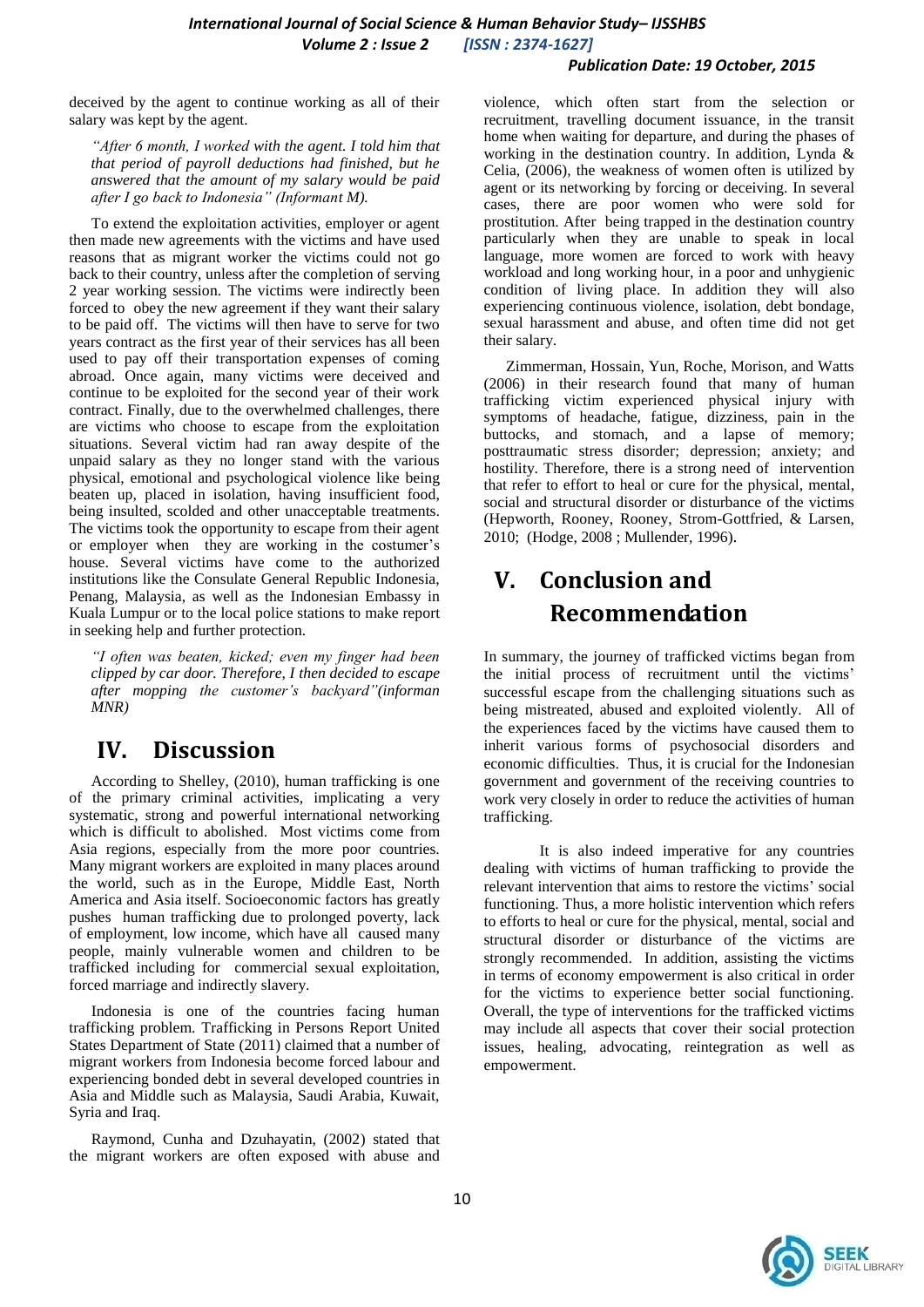deceived by the agent to continue working as all of their salary was kept by the agent.

> *"After 6 month, I worked with the agent. I told him that that period of payroll deductions had finished, but he answered that the amount of my salary would be paid after I go back to Indonesia" (Informant M).*

To extend the exploitation activities, employer or agent then made new agreements with the victims and have used reasons that as migrant worker the victims could not go back to their country, unless after the completion of serving 2 year working session. The victims were indirectly been forced to obey the new agreement if they want their salary to be paid off. The victims will then have to serve for two years contract as the first year of their services has all been used to pay off their transportation expenses of coming abroad. Once again, many victims were deceived and continue to be exploited for the second year of their work contract. Finally, due to the overwhelmed challenges, there are victims who choose to escape from the exploitation situations. Several victim had ran away despite of the unpaid salary as they no longer stand with the various physical, emotional and psychological violence like being beaten up, placed in isolation, having insufficient food, being insulted, scolded and other unacceptable treatments. The victims took the opportunity to escape from their agent or employer when they are working in the costumer's house. Several victims have come to the authorized institutions like the Consulate General Republic Indonesia, Penang, Malaysia, as well as the Indonesian Embassy in Kuala Lumpur or to the local police stations to make report in seeking help and further protection.

> *"I often was beaten, kicked; even my finger had been clipped by car door. Therefore, I then decided to escape after mopping the customer's backyard"(informan MNR)*

# IV. Discussion

According to Shelley, (2010), human trafficking is one of the primary criminal activities, implicating a very systematic, strong and powerful international networking which is difficult to abolished. Most victims come from Asia regions, especially from the more poor countries. Many migrant workers are exploited in many places around the world, such as in the Europe, Middle East, North America and Asia itself. Socioeconomic factors has greatly pushes human trafficking due to prolonged poverty, lack of employment, low income, which have all caused many people, mainly vulnerable women and children to be trafficked including for commercial sexual exploitation, forced marriage and indirectly slavery.

Indonesia is one of the countries facing human trafficking problem. Trafficking in Persons Report United States Department of State (2011) claimed that a number of migrant workers from Indonesia become forced labour and experiencing bonded debt in several developed countries in Asia and Middle such as Malaysia, Saudi Arabia, Kuwait, Syria and Iraq.

Raymond, Cunha and Dzuhayatin, (2002) stated that the migrant workers are often exposed with abuse and violence, which often start from the selection or recruitment, travelling document issuance, in the transit home when waiting for departure, and during the phases of working in the destination country. In addition, Lynda & Celia, (2006), the weakness of women often is utilized by agent or its networking by forcing or deceiving. In several cases, there are poor women who were sold for prostitution. After being trapped in the destination country particularly when they are unable to speak in local language, more women are forced to work with heavy workload and long working hour, in a poor and unhygienic condition of living place. In addition they will also experiencing continuous violence, isolation, debt bondage, sexual harassment and abuse, and often time did not get their salary.

Zimmerman, Hossain, Yun, Roche, Morison, and Watts (2006) in their research found that many of human trafficking victim experienced physical injury with symptoms of headache, fatigue, dizziness, pain in the buttocks, and stomach, and a lapse of memory; posttraumatic stress disorder; depression; anxiety; and hostility. Therefore, there is a strong need of intervention that refer to effort to heal or cure for the physical, mental, social and structural disorder or disturbance of the victims (Hepworth, Rooney, Rooney, Strom-Gottfried, & Larsen, 2010; (Hodge, 2008 ; Mullender, 1996).

# V. Conclusion and Recommendation

In summary, the journey of trafficked victims began from the initial process of recruitment until the victims' successful escape from the challenging situations such as being mistreated, abused and exploited violently. All of the experiences faced by the victims have caused them to inherit various forms of psychosocial disorders and economic difficulties. Thus, it is crucial for the Indonesian government and government of the receiving countries to work very closely in order to reduce the activities of human trafficking.

It is also indeed imperative for any countries dealing with victims of human trafficking to provide the relevant intervention that aims to restore the victims' social functioning. Thus, a more holistic intervention which refers to efforts to heal or cure for the physical, mental, social and structural disorder or disturbance of the victims are strongly recommended. In addition, assisting the victims in terms of economy empowerment is also critical in order for the victims to experience better social functioning. Overall, the type of interventions for the trafficked victims may include all aspects that cover their social protection issues, healing, advocating, reintegration as well as empowerment.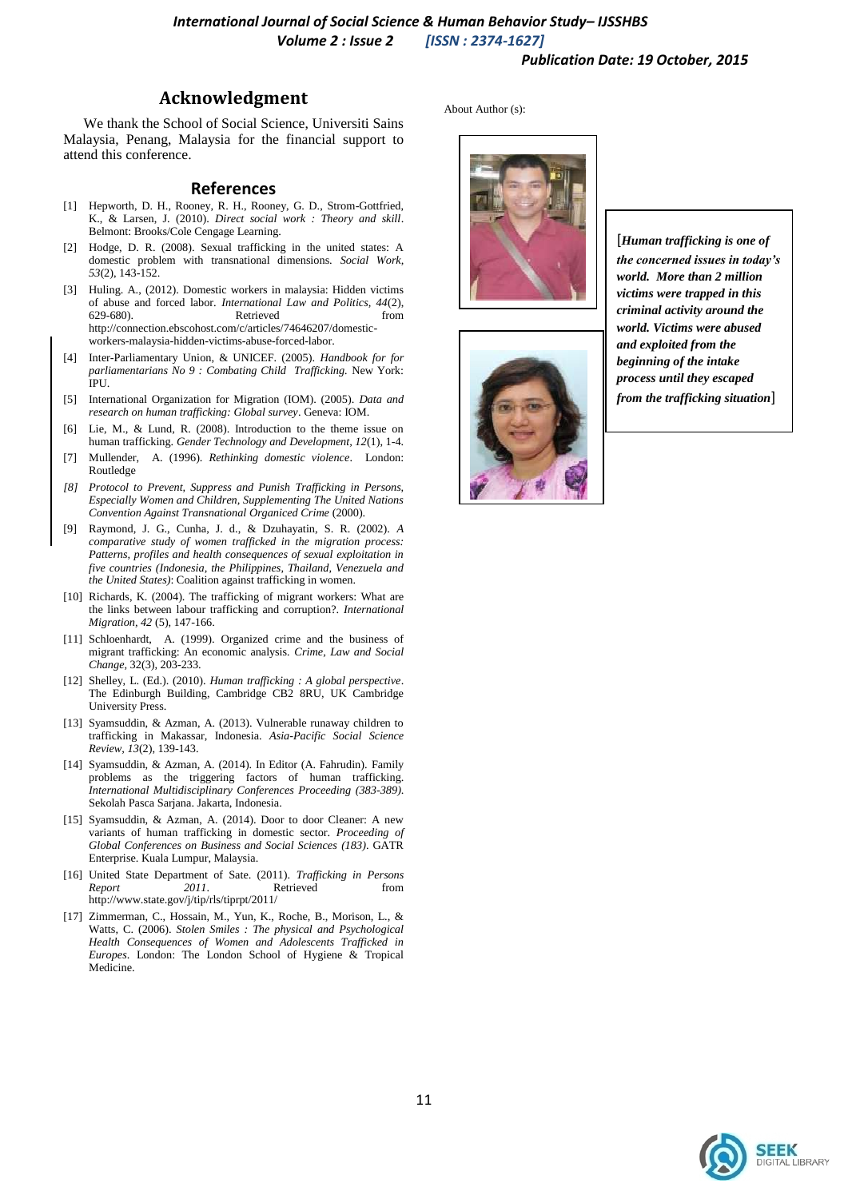## Acknowledgment

We thank the School of Social Science, Universiti Sains Malaysia, Penang, Malaysia for the financial support to attend this conference.

## References

[1] Hepworth, D. H., Rooney, R. H., Rooney, G. D., Strom-Gottfried, K., & Larsen, J. (2010). *Direct social work : Theory and skill*. Belmont: Brooks/Cole Cengage Learning.

[2] Hodge, D. R. (2008). Sexual trafficking in the united states: A domestic problem with transnational dimensions. *Social Work, 53*(2), 143-152.

[3] Huling. A., (2012). Domestic workers in malaysia: Hidden victims of abuse and forced labor. *International Law and Politics, 44*(2), 629-680). Retrieved from http://connection.ebscohost.com/c/articles/74646207/domestic-workers-malaysia-hidden-victims-abuse-forced-labor.

[4] Inter-Parliamentary Union, & UNICEF. (2005). *Handbook for for parliamentarians No 9 : Combating Child Trafficking*. New York: IPU.

[5] International Organization for Migration (IOM). (2005). *Data and research on human trafficking: Global survey*. Geneva: IOM.

[6] Lie, M., & Lund, R. (2008). Introduction to the theme issue on human trafficking. *Gender Technology and Development, 12*(1), 1-4.

[7] Mullender, A. (1996). *Rethinking domestic violence*. London: Routledge

*[8] Protocol to Prevent, Suppress and Punish Trafficking in Persons, Especially Women and Children, Supplementing The United Nations Convention Against Transnational Organiced Crime* (2000).

[9] Raymond, J. G., Cunha, J. d., & Dzuhayatin, S. R. (2002). *A comparative study of women trafficked in the migration process: Patterns, profiles and health consequences of sexual exploitation in five countries (Indonesia, the Philippines, Thailand, Venezuela and the United States)*: Coalition against trafficking in women.

[10] Richards, K. (2004). The trafficking of migrant workers: What are the links between labour trafficking and corruption?. *International Migration, 42* (5), 147-166.

[11] Schloenhardt, A. (1999). Organized crime and the business of migrant trafficking: An economic analysis. *Crime, Law and Social Change,* 32(3), 203-233.

[12] Shelley, L. (Ed.). (2010). *Human trafficking : A global perspective*. The Edinburgh Building, Cambridge CB2 8RU, UK Cambridge University Press.

[13] Syamsuddin, & Azman, A. (2013). Vulnerable runaway children to trafficking in Makassar, Indonesia. *Asia-Pacific Social Science Review, 13*(2), 139-143.

[14] Syamsuddin, & Azman, A. (2014). In Editor (A. Fahrudin). Family problems as the triggering factors of human trafficking. *International Multidisciplinary Conferences Proceeding (383-389)*. Sekolah Pasca Sarjana. Jakarta, Indonesia.

[15] Syamsuddin, & Azman, A. (2014). Door to door Cleaner: A new variants of human trafficking in domestic sector. *Proceeding of Global Conferences on Business and Social Sciences (183)*. GATR Enterprise. Kuala Lumpur, Malaysia.

[16] United State Department of Sate. (2011). *Trafficking in Persons Report 2011*. Retrieved from http://www.state.gov/j/tip/rls/tiprpt/2011/

[17] Zimmerman, C., Hossain, M., Yun, K., Roche, B., Morison, L., & Watts, C. (2006). *Stolen Smiles : The physical and Psychological Health Consequences of Women and Adolescents Trafficked in Europes*. London: The London School of Hygiene & Tropical Medicine.

About Author (s):

[***Human trafficking is one of the concerned issues in today's world. More than 2 million victims were trapped in this criminal activity around the world. Victims were abused and exploited from the beginning of the intake process until they escaped from the trafficking situation***]